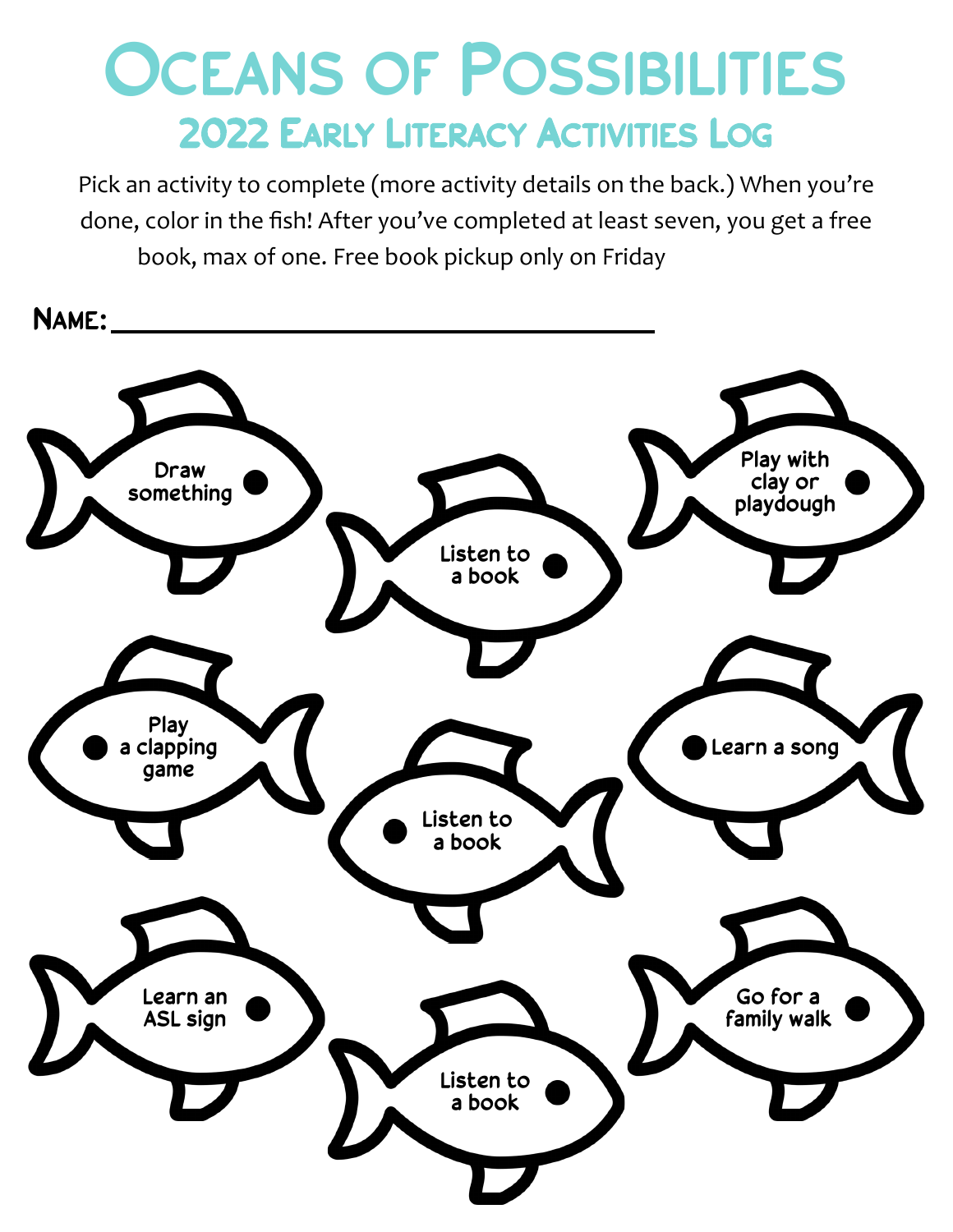# Oceans of Possibilities

## 2022 Early Literacy Activities Log

Pick an activity to complete (more activity details on the back.) When you're done, color in the fish! After you've completed at least seven, you get a free book, max of one. Free book pickup only on Friday

**Name:** ______________________________

- Draw something
- Listen to a book
- Play with clay or playdough
- Play a clapping game
- Listen to a book
- Learn a song
- Learn an ASL sign
- Listen to a book
- Go for a family walk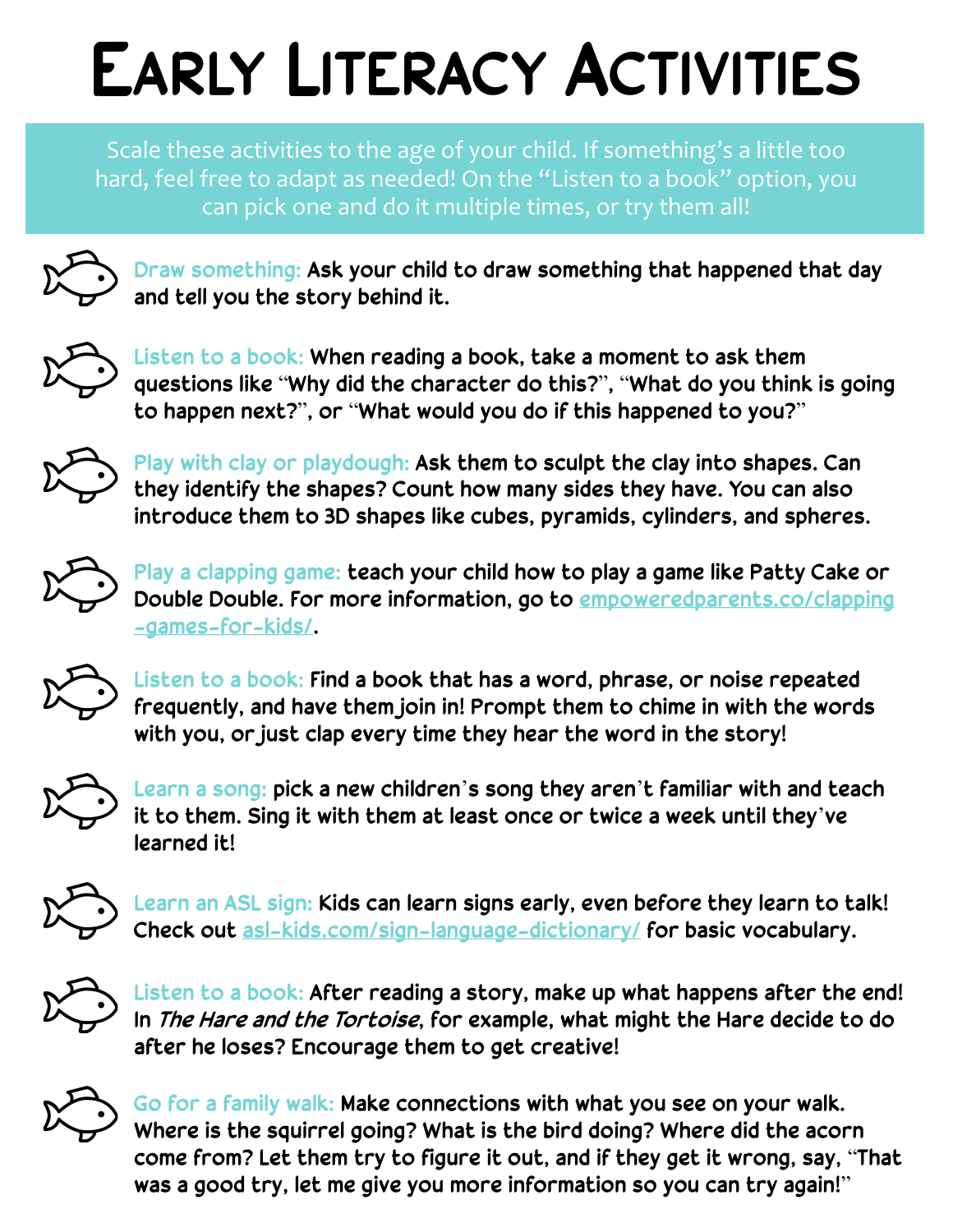# Early Literacy Activities

Scale these activities to the age of your child. If something's a little too hard, feel free to adapt as needed! On the "Listen to a book" option, you can pick one and do it multiple times, or try them all!

- **Draw something:** Ask your child to draw something that happened that day and tell you the story behind it.
- **Listen to a book:** When reading a book, take a moment to ask them questions like "Why did the character do this?", "What do you think is going to happen next?", or "What would you do if this happened to you?"
- **Play with clay or playdough:** Ask them to sculpt the clay into shapes. Can they identify the shapes? Count how many sides they have. You can also introduce them to 3D shapes like cubes, pyramids, cylinders, and spheres.
- **Play a clapping game:** teach your child how to play a game like Patty Cake or Double Double. For more information, go to empoweredparents.co/clapping-games-for-kids/.
- **Listen to a book:** Find a book that has a word, phrase, or noise repeated frequently, and have them join in! Prompt them to chime in with the words with you, or just clap every time they hear the word in the story!
- **Learn a song:** pick a new children's song they aren't familiar with and teach it to them. Sing it with them at least once or twice a week until they've learned it!
- **Learn an ASL sign:** Kids can learn signs early, even before they learn to talk! Check out asl-kids.com/sign-language-dictionary/ for basic vocabulary.
- **Listen to a book:** After reading a story, make up what happens after the end! In *The Hare and the Tortoise*, for example, what might the Hare decide to do after he loses? Encourage them to get creative!
- **Go for a family walk:** Make connections with what you see on your walk. Where is the squirrel going? What is the bird doing? Where did the acorn come from? Let them try to figure it out, and if they get it wrong, say, "That was a good try, let me give you more information so you can try again!"